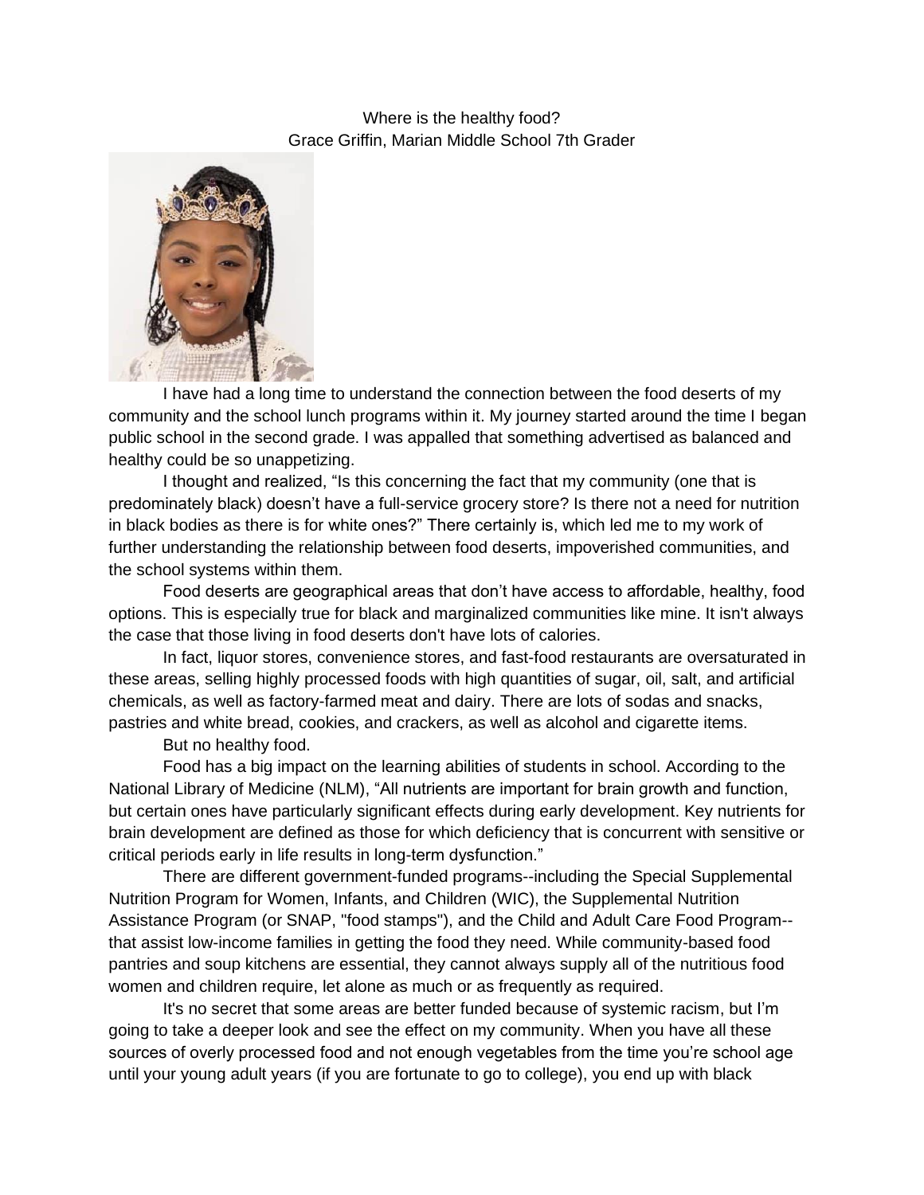# Where is the healthy food?

Grace Griffin, Marian Middle School 7th Grader

I have had a long time to understand the connection between the food deserts of my community and the school lunch programs within it. My journey started around the time I began public school in the second grade. I was appalled that something advertised as balanced and healthy could be so unappetizing.

I thought and realized, "Is this concerning the fact that my community (one that is predominately black) doesn't have a full-service grocery store? Is there not a need for nutrition in black bodies as there is for white ones?" There certainly is, which led me to my work of further understanding the relationship between food deserts, impoverished communities, and the school systems within them.

Food deserts are geographical areas that don't have access to affordable, healthy, food options. This is especially true for black and marginalized communities like mine. It isn't always the case that those living in food deserts don't have lots of calories.

In fact, liquor stores, convenience stores, and fast-food restaurants are oversaturated in these areas, selling highly processed foods with high quantities of sugar, oil, salt, and artificial chemicals, as well as factory-farmed meat and dairy. There are lots of sodas and snacks, pastries and white bread, cookies, and crackers, as well as alcohol and cigarette items.

But no healthy food.

Food has a big impact on the learning abilities of students in school. According to the National Library of Medicine (NLM), "All nutrients are important for brain growth and function, but certain ones have particularly significant effects during early development. Key nutrients for brain development are defined as those for which deficiency that is concurrent with sensitive or critical periods early in life results in long-term dysfunction."

There are different government-funded programs--including the Special Supplemental Nutrition Program for Women, Infants, and Children (WIC), the Supplemental Nutrition Assistance Program (or SNAP, "food stamps"), and the Child and Adult Care Food Program--that assist low-income families in getting the food they need. While community-based food pantries and soup kitchens are essential, they cannot always supply all of the nutritious food women and children require, let alone as much or as frequently as required.

It's no secret that some areas are better funded because of systemic racism, but I'm going to take a deeper look and see the effect on my community. When you have all these sources of overly processed food and not enough vegetables from the time you're school age until your young adult years (if you are fortunate to go to college), you end up with black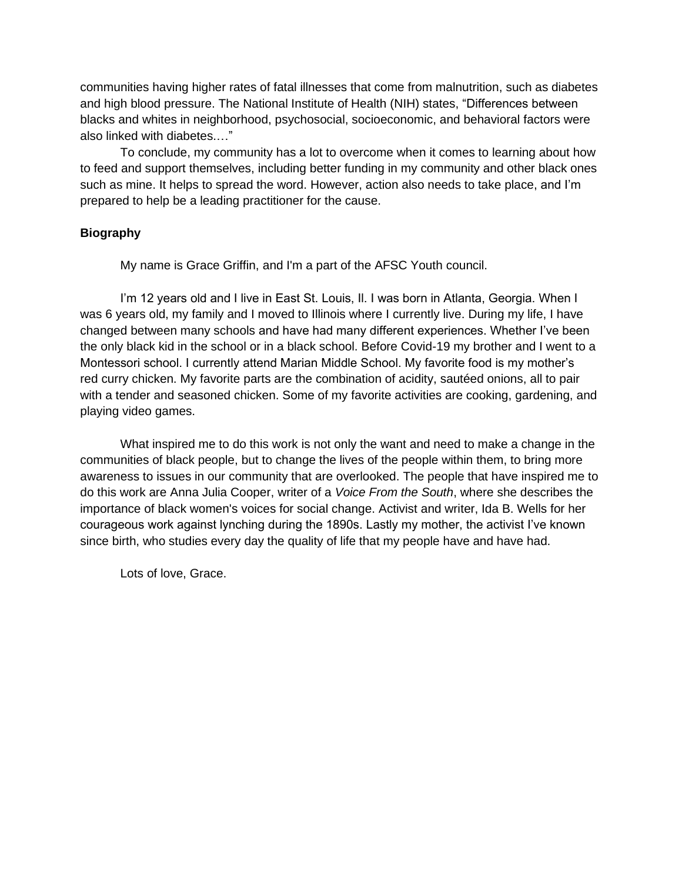communities having higher rates of fatal illnesses that come from malnutrition, such as diabetes and high blood pressure. The National Institute of Health (NIH) states, "Differences between blacks and whites in neighborhood, psychosocial, socioeconomic, and behavioral factors were also linked with diabetes.…"

To conclude, my community has a lot to overcome when it comes to learning about how to feed and support themselves, including better funding in my community and other black ones such as mine. It helps to spread the word. However, action also needs to take place, and I'm prepared to help be a leading practitioner for the cause.

**Biography**

My name is Grace Griffin, and I'm a part of the AFSC Youth council.

I'm 12 years old and I live in East St. Louis, Il. I was born in Atlanta, Georgia. When I was 6 years old, my family and I moved to Illinois where I currently live. During my life, I have changed between many schools and have had many different experiences. Whether I've been the only black kid in the school or in a black school. Before Covid-19 my brother and I went to a Montessori school. I currently attend Marian Middle School. My favorite food is my mother's red curry chicken. My favorite parts are the combination of acidity, sautéed onions, all to pair with a tender and seasoned chicken. Some of my favorite activities are cooking, gardening, and playing video games.

What inspired me to do this work is not only the want and need to make a change in the communities of black people, but to change the lives of the people within them, to bring more awareness to issues in our community that are overlooked. The people that have inspired me to do this work are Anna Julia Cooper, writer of a *Voice From the South*, where she describes the importance of black women's voices for social change. Activist and writer, Ida B. Wells for her courageous work against lynching during the 1890s. Lastly my mother, the activist I've known since birth, who studies every day the quality of life that my people have and have had.

Lots of love, Grace.